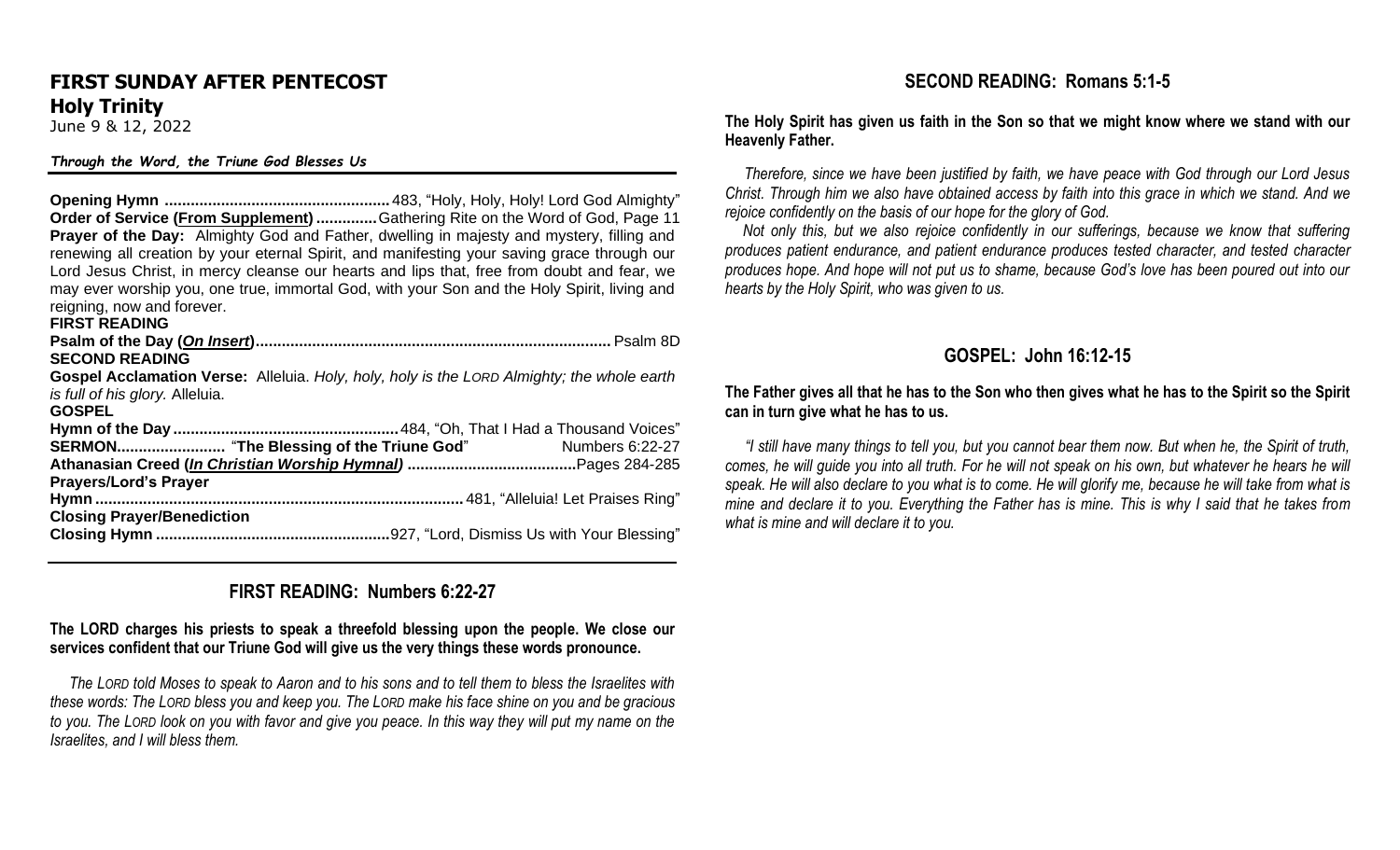# FIRST SUNDAY AFTER PENTECOST

## Holy Trinity

June 9 & 12, 2022

***Through the Word, the Triune God Blesses Us***

**Opening Hymn** .................................................... 483, "Holy, Holy, Holy! Lord God Almighty"
**Order of Service (<u>From Supplement</u>)** .............. Gathering Rite on the Word of God, Page 11
**Prayer of the Day:** Almighty God and Father, dwelling in majesty and mystery, filling and renewing all creation by your eternal Spirit, and manifesting your saving grace through our Lord Jesus Christ, in mercy cleanse our hearts and lips that, free from doubt and fear, we may ever worship you, one true, immortal God, with your Son and the Holy Spirit, living and reigning, now and forever.
**FIRST READING**
**Psalm of the Day (*<u>On Insert</u>*)** ................................................................................ Psalm 8D
**SECOND READING**
**Gospel Acclamation Verse:** Alleluia. *Holy, holy, holy is the LORD Almighty; the whole earth is full of his glory.* Alleluia.
**GOSPEL**
**Hymn of the Day** .................................................... 484, "Oh, That I Had a Thousand Voices"
**SERMON**......................... "**The Blessing of the Triune God**" Numbers 6:22-27
**Athanasian Creed (*<u>In Christian Worship Hymnal</u>*)** ....................................... Pages 284-285
**Prayers/Lord's Prayer**
**Hymn** .................................................................................... 481, "Alleluia! Let Praises Ring"
**Closing Prayer/Benediction**
**Closing Hymn** ...................................................... 927, "Lord, Dismiss Us with Your Blessing"

## FIRST READING: Numbers 6:22-27

**The LORD charges his priests to speak a threefold blessing upon the people. We close our services confident that our Triune God will give us the very things these words pronounce.**

*The LORD told Moses to speak to Aaron and to his sons and to tell them to bless the Israelites with these words: The LORD bless you and keep you. The LORD make his face shine on you and be gracious to you. The LORD look on you with favor and give you peace. In this way they will put my name on the Israelites, and I will bless them.*

## SECOND READING: Romans 5:1-5

**The Holy Spirit has given us faith in the Son so that we might know where we stand with our Heavenly Father.**

*Therefore, since we have been justified by faith, we have peace with God through our Lord Jesus Christ. Through him we also have obtained access by faith into this grace in which we stand. And we rejoice confidently on the basis of our hope for the glory of God.*

*Not only this, but we also rejoice confidently in our sufferings, because we know that suffering produces patient endurance, and patient endurance produces tested character, and tested character produces hope. And hope will not put us to shame, because God's love has been poured out into our hearts by the Holy Spirit, who was given to us.*

## GOSPEL: John 16:12-15

**The Father gives all that he has to the Son who then gives what he has to the Spirit so the Spirit can in turn give what he has to us.**

*"I still have many things to tell you, but you cannot bear them now. But when he, the Spirit of truth, comes, he will guide you into all truth. For he will not speak on his own, but whatever he hears he will speak. He will also declare to you what is to come. He will glorify me, because he will take from what is mine and declare it to you. Everything the Father has is mine. This is why I said that he takes from what is mine and will declare it to you.*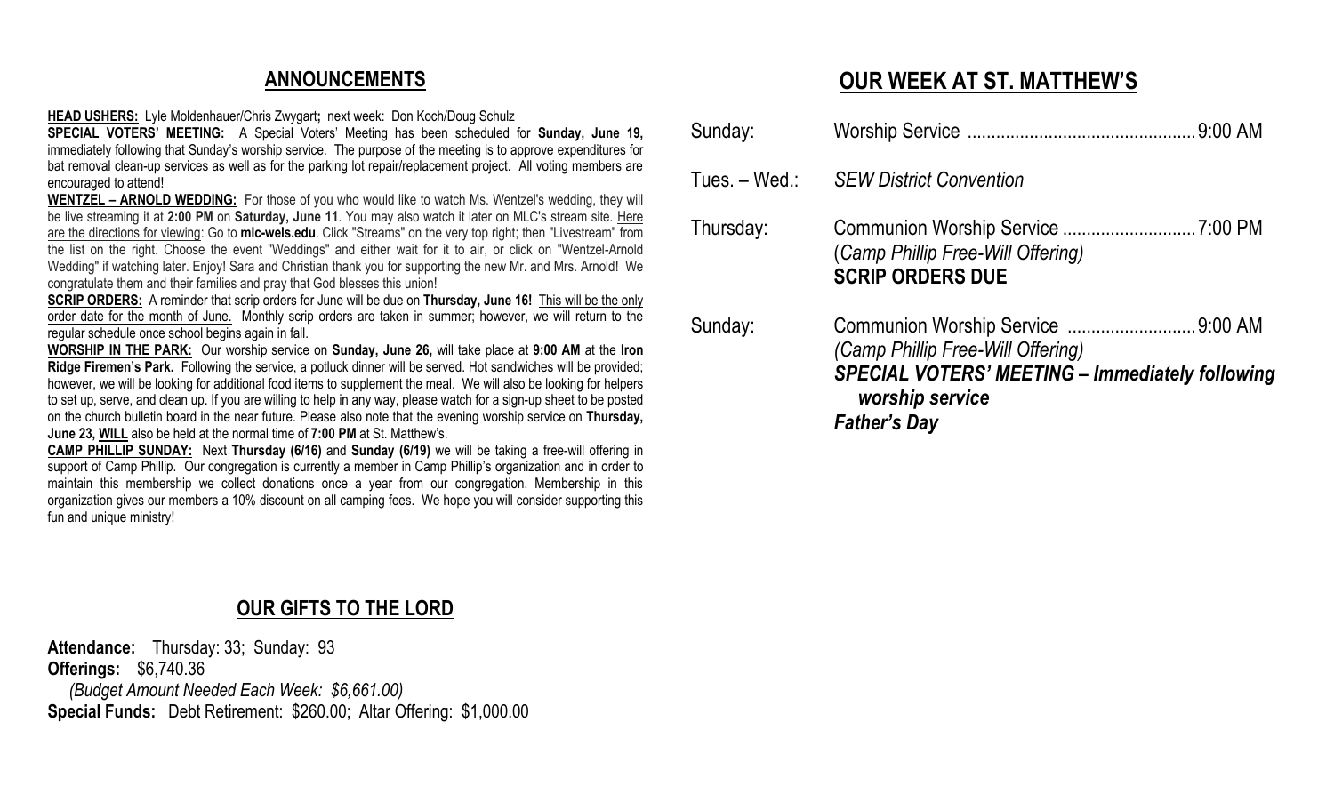## ANNOUNCEMENTS

**HEAD USHERS:** Lyle Moldenhauer/Chris Zwygart**;** next week: Don Koch/Doug Schulz

**SPECIAL VOTERS' MEETING:** A Special Voters' Meeting has been scheduled for **Sunday, June 19,** immediately following that Sunday's worship service. The purpose of the meeting is to approve expenditures for bat removal clean-up services as well as for the parking lot repair/replacement project. All voting members are encouraged to attend!

**WENTZEL – ARNOLD WEDDING:** For those of you who would like to watch Ms. Wentzel's wedding, they will be live streaming it at **2:00 PM** on **Saturday, June 11**. You may also watch it later on MLC's stream site. Here are the directions for viewing: Go to **mlc-wels.edu**. Click "Streams" on the very top right; then "Livestream" from the list on the right. Choose the event "Weddings" and either wait for it to air, or click on "Wentzel-Arnold Wedding" if watching later. Enjoy! Sara and Christian thank you for supporting the new Mr. and Mrs. Arnold! We congratulate them and their families and pray that God blesses this union!

**SCRIP ORDERS:** A reminder that scrip orders for June will be due on **Thursday, June 16!** This will be the only order date for the month of June. Monthly scrip orders are taken in summer; however, we will return to the regular schedule once school begins again in fall.

**WORSHIP IN THE PARK:** Our worship service on **Sunday, June 26,** will take place at **9:00 AM** at the **Iron Ridge Firemen's Park.** Following the service, a potluck dinner will be served. Hot sandwiches will be provided; however, we will be looking for additional food items to supplement the meal. We will also be looking for helpers to set up, serve, and clean up. If you are willing to help in any way, please watch for a sign-up sheet to be posted on the church bulletin board in the near future. Please also note that the evening worship service on **Thursday, June 23, WILL** also be held at the normal time of **7:00 PM** at St. Matthew's.

**CAMP PHILLIP SUNDAY:** Next **Thursday (6/16)** and **Sunday (6/19)** we will be taking a free-will offering in support of Camp Phillip. Our congregation is currently a member in Camp Phillip's organization and in order to maintain this membership we collect donations once a year from our congregation. Membership in this organization gives our members a 10% discount on all camping fees. We hope you will consider supporting this fun and unique ministry!

## OUR GIFTS TO THE LORD

**Attendance:** Thursday: 33; Sunday: 93
**Offerings:** $6,740.36
*(Budget Amount Needed Each Week: $6,661.00)*
**Special Funds:** Debt Retirement: $260.00; Altar Offering: $1,000.00

## OUR WEEK AT ST. MATTHEW'S

Sunday: Worship Service ........ 9:00 AM

Tues. – Wed.: *SEW District Convention*

Thursday: Communion Worship Service ........ 7:00 PM
(*Camp Phillip Free-Will Offering)*
**SCRIP ORDERS DUE**

Sunday: Communion Worship Service ........ 9:00 AM
*(Camp Phillip Free-Will Offering)*
***SPECIAL VOTERS' MEETING – Immediately following worship service***
***Father's Day***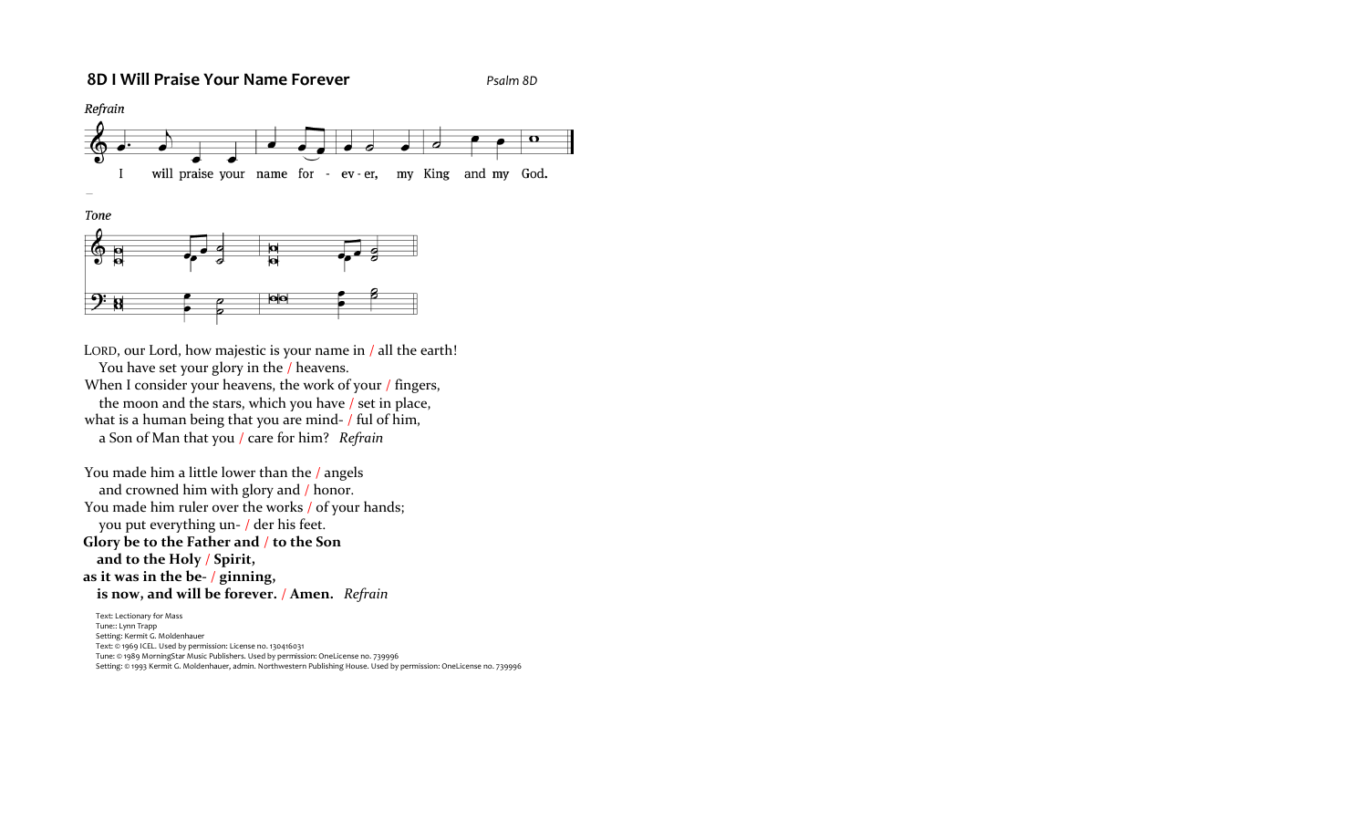## 8D I Will Praise Your Name Forever

*Psalm 8D*

*Refrain*

I will praise your name for - ev - er, my King and my God.

*Tone*

LORD, our Lord, how majestic is your name in / all the earth!
  You have set your glory in the / heavens.
When I consider your heavens, the work of your / fingers,
  the moon and the stars, which you have / set in place,
what is a human being that you are mind- / ful of him,
  a Son of Man that you / care for him? *Refrain*

You made him a little lower than the / angels
  and crowned him with glory and / honor.
You made him ruler over the works / of your hands;
  you put everything un- / der his feet.
**Glory be to the Father and / to the Son**
  **and to the Holy / Spirit,**
**as it was in the be- / ginning,**
  **is now, and will be forever. / Amen.** *Refrain*

Text: Lectionary for Mass
Tune:: Lynn Trapp
Setting: Kermit G. Moldenhauer
Text: © 1969 ICEL. Used by permission: License no. 130416031
Tune: © 1989 MorningStar Music Publishers. Used by permission: OneLicense no. 739996
Setting: © 1993 Kermit G. Moldenhauer, admin. Northwestern Publishing House. Used by permission: OneLicense no. 739996